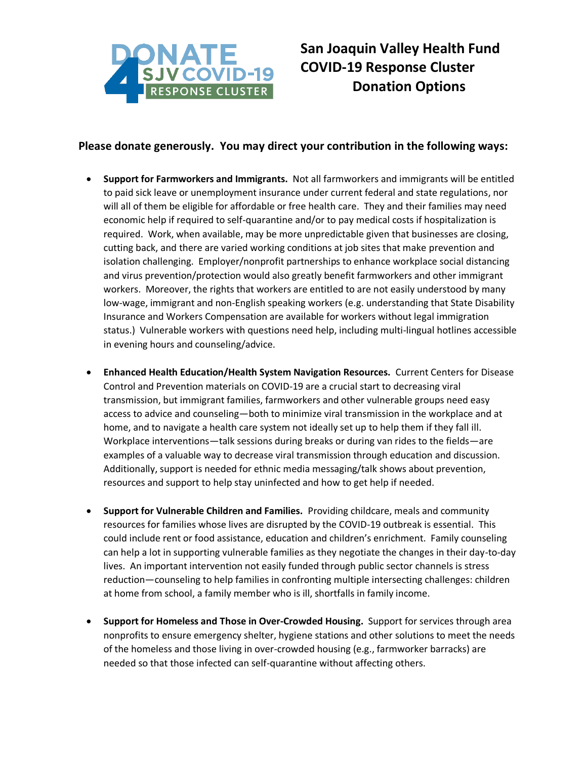# San Joaquin Valley Health Fund COVID-19 Response Cluster Donation Options

## Please donate generously. You may direct your contribution in the following ways:

- **Support for Farmworkers and Immigrants.** Not all farmworkers and immigrants will be entitled to paid sick leave or unemployment insurance under current federal and state regulations, nor will all of them be eligible for affordable or free health care. They and their families may need economic help if required to self-quarantine and/or to pay medical costs if hospitalization is required. Work, when available, may be more unpredictable given that businesses are closing, cutting back, and there are varied working conditions at job sites that make prevention and isolation challenging. Employer/nonprofit partnerships to enhance workplace social distancing and virus prevention/protection would also greatly benefit farmworkers and other immigrant workers. Moreover, the rights that workers are entitled to are not easily understood by many low-wage, immigrant and non-English speaking workers (e.g. understanding that State Disability Insurance and Workers Compensation are available for workers without legal immigration status.) Vulnerable workers with questions need help, including multi-lingual hotlines accessible in evening hours and counseling/advice.

- **Enhanced Health Education/Health System Navigation Resources.** Current Centers for Disease Control and Prevention materials on COVID-19 are a crucial start to decreasing viral transmission, but immigrant families, farmworkers and other vulnerable groups need easy access to advice and counseling—both to minimize viral transmission in the workplace and at home, and to navigate a health care system not ideally set up to help them if they fall ill. Workplace interventions—talk sessions during breaks or during van rides to the fields—are examples of a valuable way to decrease viral transmission through education and discussion. Additionally, support is needed for ethnic media messaging/talk shows about prevention, resources and support to help stay uninfected and how to get help if needed.

- **Support for Vulnerable Children and Families.** Providing childcare, meals and community resources for families whose lives are disrupted by the COVID-19 outbreak is essential. This could include rent or food assistance, education and children's enrichment. Family counseling can help a lot in supporting vulnerable families as they negotiate the changes in their day-to-day lives. An important intervention not easily funded through public sector channels is stress reduction—counseling to help families in confronting multiple intersecting challenges: children at home from school, a family member who is ill, shortfalls in family income.

- **Support for Homeless and Those in Over-Crowded Housing.** Support for services through area nonprofits to ensure emergency shelter, hygiene stations and other solutions to meet the needs of the homeless and those living in over-crowded housing (e.g., farmworker barracks) are needed so that those infected can self-quarantine without affecting others.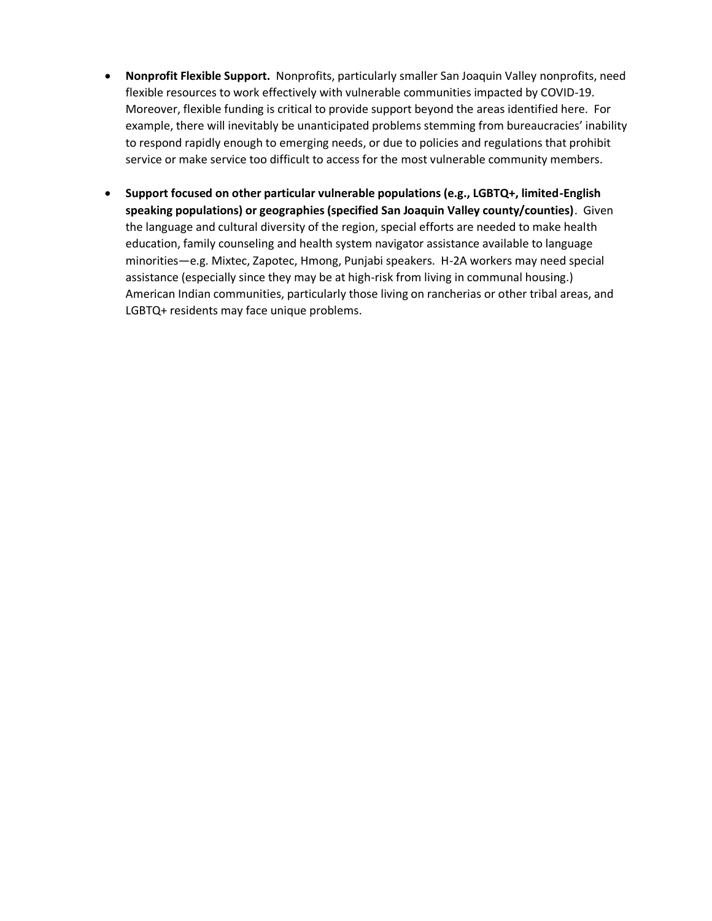- **Nonprofit Flexible Support.** Nonprofits, particularly smaller San Joaquin Valley nonprofits, need flexible resources to work effectively with vulnerable communities impacted by COVID-19. Moreover, flexible funding is critical to provide support beyond the areas identified here. For example, there will inevitably be unanticipated problems stemming from bureaucracies' inability to respond rapidly enough to emerging needs, or due to policies and regulations that prohibit service or make service too difficult to access for the most vulnerable community members.

- **Support focused on other particular vulnerable populations (e.g., LGBTQ+, limited-English speaking populations) or geographies (specified San Joaquin Valley county/counties)**. Given the language and cultural diversity of the region, special efforts are needed to make health education, family counseling and health system navigator assistance available to language minorities—e.g. Mixtec, Zapotec, Hmong, Punjabi speakers. H-2A workers may need special assistance (especially since they may be at high-risk from living in communal housing.) American Indian communities, particularly those living on rancherias or other tribal areas, and LGBTQ+ residents may face unique problems.